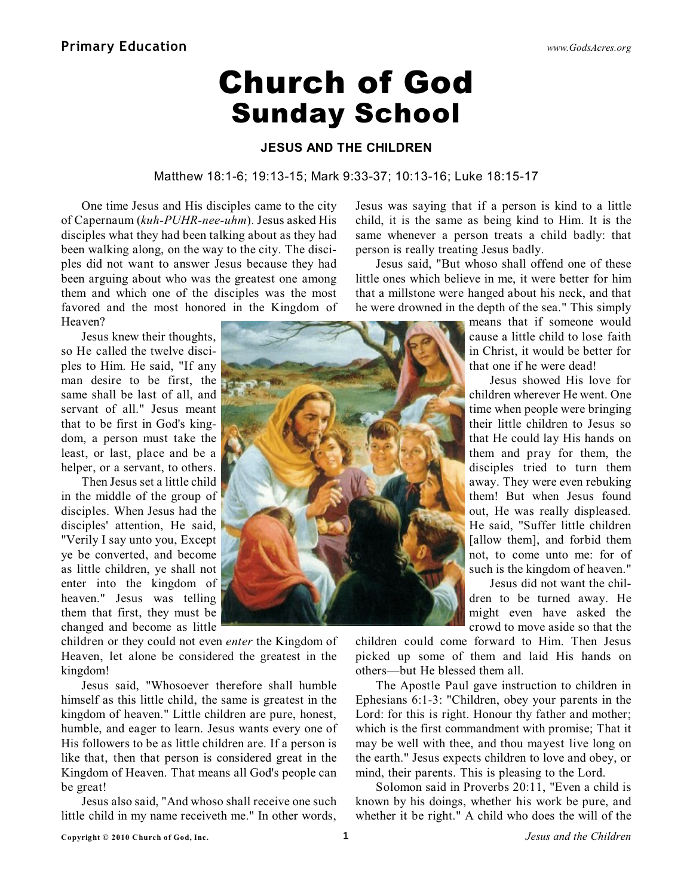# Church of God Sunday School

### JESUS AND THE CHILDREN

Matthew 18:1-6; 19:13-15; Mark 9:33-37; 10:13-16; Luke 18:15-17

One time Jesus and His disciples came to the city of Capernaum (*kuh-PUHR-nee-uhm*). Jesus asked His disciples what they had been talking about as they had been walking along, on the way to the city. The disciples did not want to answer Jesus because they had been arguing about who was the greatest one among them and which one of the disciples was the most favored and the most honored in the Kingdom of Heaven?

Jesus knew their thoughts, so He called the twelve disciples to Him. He said, "If any man desire to be first, the same shall be last of all, and servant of all." Jesus meant that to be first in God's kingdom, a person must take the least, or last, place and be a helper, or a servant, to others.

Then Jesus set a little child in the middle of the group of disciples. When Jesus had the disciples' attention, He said, "Verily I say unto you, Except ye be converted, and become as little children, ye shall not enter into the kingdom of heaven." Jesus was telling them that first, they must be changed and become as little children or they could not even *enter* the Kingdom of Heaven, let alone be considered the greatest in the kingdom!

Jesus said, "Whosoever therefore shall humble himself as this little child, the same is greatest in the kingdom of heaven." Little children are pure, honest, humble, and eager to learn. Jesus wants every one of His followers to be as little children are. If a person is like that, then that person is considered great in the Kingdom of Heaven. That means all God's people can be great!

Jesus also said, "And whoso shall receive one such little child in my name receiveth me." In other words, Jesus was saying that if a person is kind to a little child, it is the same as being kind to Him. It is the same whenever a person treats a child badly: that person is really treating Jesus badly.

Jesus said, "But whoso shall offend one of these little ones which believe in me, it were better for him that a millstone were hanged about his neck, and that he were drowned in the depth of the sea." This simply means that if someone would cause a little child to lose faith in Christ, it would be better for that one if he were dead!

Jesus showed His love for children wherever He went. One time when people were bringing their little children to Jesus so that He could lay His hands on them and pray for them, the disciples tried to turn them away. They were even rebuking them! But when Jesus found out, He was really displeased. He said, "Suffer little children [allow them], and forbid them not, to come unto me: for of such is the kingdom of heaven."

Jesus did not want the children to be turned away. He might even have asked the crowd to move aside so that the children could come forward to Him. Then Jesus picked up some of them and laid His hands on others—but He blessed them all.

The Apostle Paul gave instruction to children in Ephesians 6:1-3: "Children, obey your parents in the Lord: for this is right. Honour thy father and mother; which is the first commandment with promise; That it may be well with thee, and thou mayest live long on the earth." Jesus expects children to love and obey, or mind, their parents. This is pleasing to the Lord.

Solomon said in Proverbs 20:11, "Even a child is known by his doings, whether his work be pure, and whether it be right." A child who does the will of the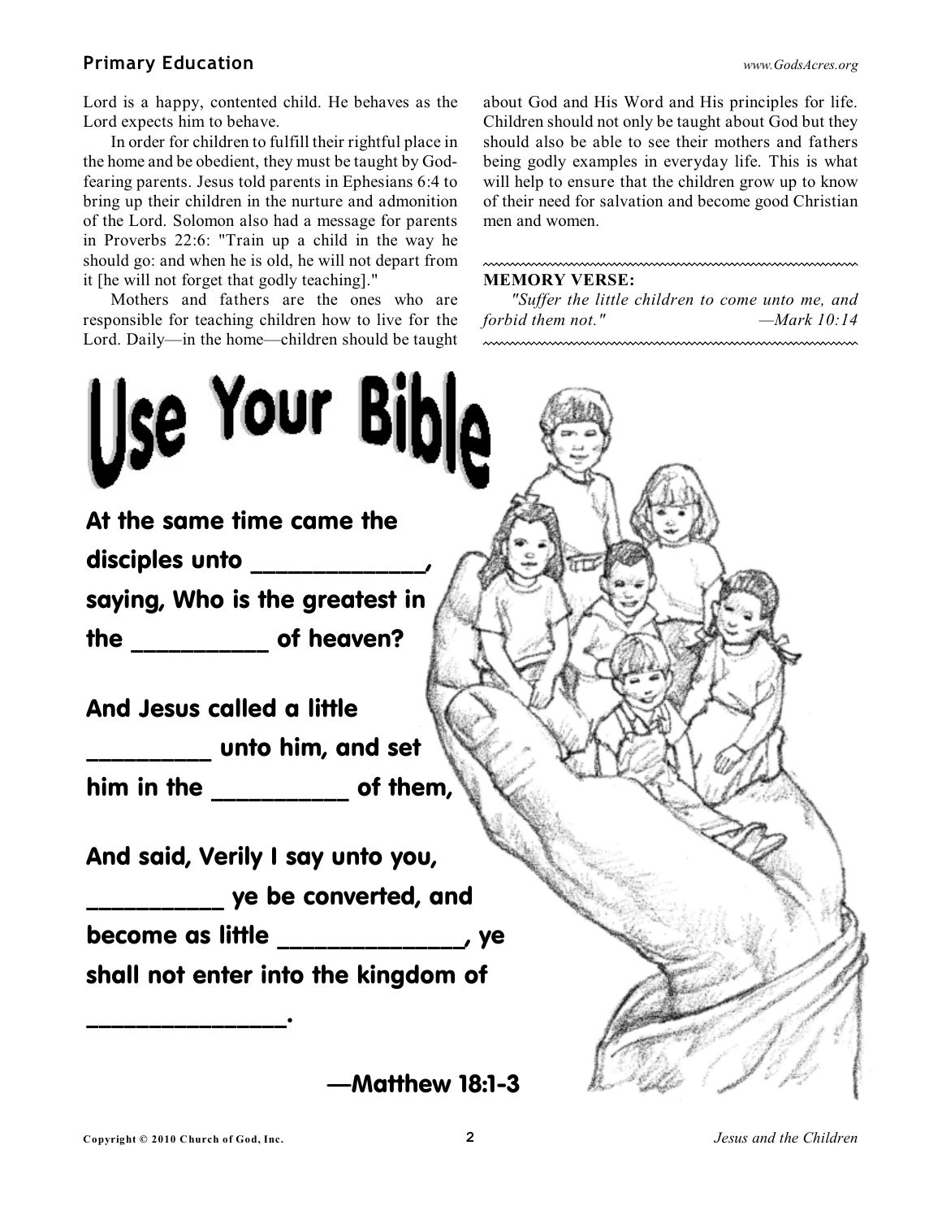Lord is a happy, contented child. He behaves as the Lord expects him to behave.

In order for children to fulfill their rightful place in the home and be obedient, they must be taught by God-fearing parents. Jesus told parents in Ephesians 6:4 to bring up their children in the nurture and admonition of the Lord. Solomon also had a message for parents in Proverbs 22:6: "Train up a child in the way he should go: and when he is old, he will not depart from it [he will not forget that godly teaching]."

Mothers and fathers are the ones who are responsible for teaching children how to live for the Lord. Daily—in the home—children should be taught about God and His Word and His principles for life. Children should not only be taught about God but they should also be able to see their mothers and fathers being godly examples in everyday life. This is what will help to ensure that the children grow up to know of their need for salvation and become good Christian men and women.

**MEMORY VERSE:**

*"Suffer the little children to come unto me, and forbid them not."* —*Mark 10:14*

# Use Your Bible

**At the same time came the disciples unto ____________, saying, Who is the greatest in the __________ of heaven?**

**And Jesus called a little _________ unto him, and set him in the __________ of them,**

**And said, Verily I say unto you, __________ ye be converted, and become as little _____________, ye shall not enter into the kingdom of _______________.**

**—Matthew 18:1-3**